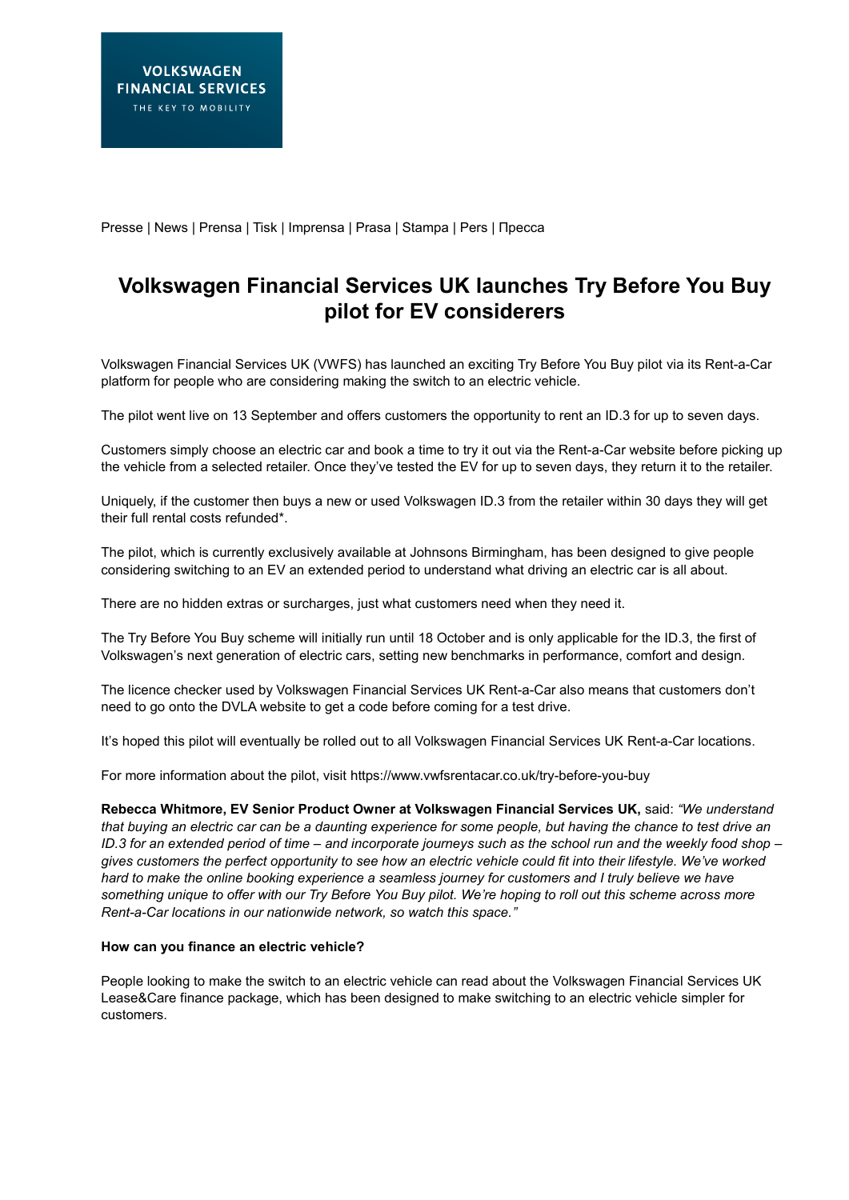VOLKSWAGEN FINANCIAL SERVICES
THE KEY TO MOBILITY

Presse | News | Prensa | Tisk | Imprensa | Prasa | Stampa | Pers | Пресса

# Volkswagen Financial Services UK launches Try Before You Buy pilot for EV considerers

Volkswagen Financial Services UK (VWFS) has launched an exciting Try Before You Buy pilot via its Rent-a-Car platform for people who are considering making the switch to an electric vehicle.

The pilot went live on 13 September and offers customers the opportunity to rent an ID.3 for up to seven days.

Customers simply choose an electric car and book a time to try it out via the Rent-a-Car website before picking up the vehicle from a selected retailer. Once they've tested the EV for up to seven days, they return it to the retailer.

Uniquely, if the customer then buys a new or used Volkswagen ID.3 from the retailer within 30 days they will get their full rental costs refunded*.

The pilot, which is currently exclusively available at Johnsons Birmingham, has been designed to give people considering switching to an EV an extended period to understand what driving an electric car is all about.

There are no hidden extras or surcharges, just what customers need when they need it.

The Try Before You Buy scheme will initially run until 18 October and is only applicable for the ID.3, the first of Volkswagen's next generation of electric cars, setting new benchmarks in performance, comfort and design.

The licence checker used by Volkswagen Financial Services UK Rent-a-Car also means that customers don't need to go onto the DVLA website to get a code before coming for a test drive.

It's hoped this pilot will eventually be rolled out to all Volkswagen Financial Services UK Rent-a-Car locations.

For more information about the pilot, visit https://www.vwfsrentacar.co.uk/try-before-you-buy

**Rebecca Whitmore, EV Senior Product Owner at Volkswagen Financial Services UK,** said: *"We understand that buying an electric car can be a daunting experience for some people, but having the chance to test drive an ID.3 for an extended period of time – and incorporate journeys such as the school run and the weekly food shop – gives customers the perfect opportunity to see how an electric vehicle could fit into their lifestyle. We've worked hard to make the online booking experience a seamless journey for customers and I truly believe we have something unique to offer with our Try Before You Buy pilot. We're hoping to roll out this scheme across more Rent-a-Car locations in our nationwide network, so watch this space."*

**How can you finance an electric vehicle?**

People looking to make the switch to an electric vehicle can read about the Volkswagen Financial Services UK Lease&Care finance package, which has been designed to make switching to an electric vehicle simpler for customers.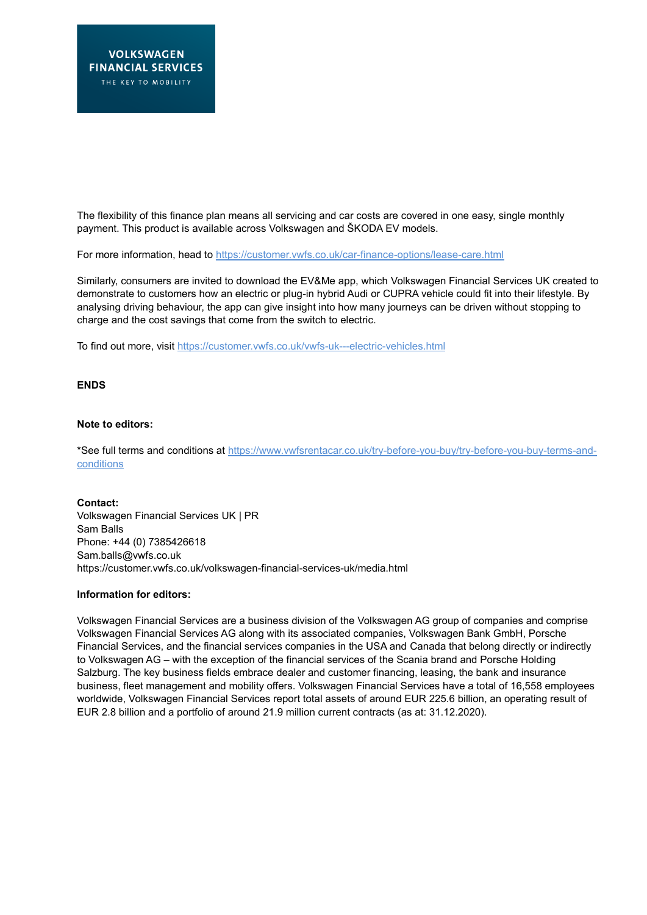The flexibility of this finance plan means all servicing and car costs are covered in one easy, single monthly payment. This product is available across Volkswagen and ŠKODA EV models.

For more information, head to https://customer.vwfs.co.uk/car-finance-options/lease-care.html

Similarly, consumers are invited to download the EV&Me app, which Volkswagen Financial Services UK created to demonstrate to customers how an electric or plug-in hybrid Audi or CUPRA vehicle could fit into their lifestyle. By analysing driving behaviour, the app can give insight into how many journeys can be driven without stopping to charge and the cost savings that come from the switch to electric.

To find out more, visit https://customer.vwfs.co.uk/vwfs-uk---electric-vehicles.html

**ENDS**

**Note to editors:**

*See full terms and conditions at https://www.vwfsrentacar.co.uk/try-before-you-buy/try-before-you-buy-terms-and-conditions

**Contact:**
Volkswagen Financial Services UK | PR
Sam Balls
Phone: +44 (0) 7385426618
Sam.balls@vwfs.co.uk
https://customer.vwfs.co.uk/volkswagen-financial-services-uk/media.html

**Information for editors:**

Volkswagen Financial Services are a business division of the Volkswagen AG group of companies and comprise Volkswagen Financial Services AG along with its associated companies, Volkswagen Bank GmbH, Porsche Financial Services, and the financial services companies in the USA and Canada that belong directly or indirectly to Volkswagen AG – with the exception of the financial services of the Scania brand and Porsche Holding Salzburg. The key business fields embrace dealer and customer financing, leasing, the bank and insurance business, fleet management and mobility offers. Volkswagen Financial Services have a total of 16,558 employees worldwide, Volkswagen Financial Services report total assets of around EUR 225.6 billion, an operating result of EUR 2.8 billion and a portfolio of around 21.9 million current contracts (as at: 31.12.2020).